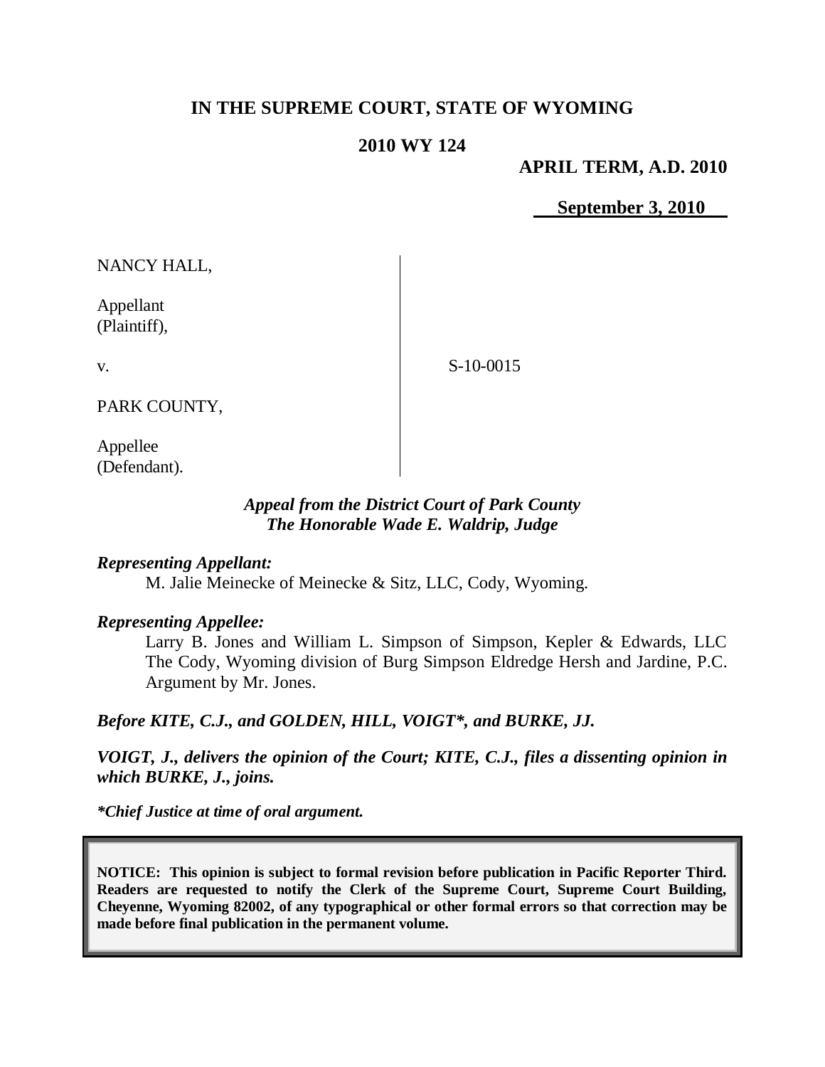# IN THE SUPREME COURT, STATE OF WYOMING

## 2010 WY 124

**APRIL TERM, A.D. 2010**

**September 3, 2010**

| | |
|---|---|
| NANCY HALL,<br><br>Appellant<br>(Plaintiff),<br><br>v.<br><br>PARK COUNTY,<br><br>Appellee<br>(Defendant). | S-10-0015 |

***Appeal from the District Court of Park County***
***The Honorable Wade E. Waldrip, Judge***

***Representing Appellant:***

M. Jalie Meinecke of Meinecke & Sitz, LLC, Cody, Wyoming.

***Representing Appellee:***

Larry B. Jones and William L. Simpson of Simpson, Kepler & Edwards, LLC The Cody, Wyoming division of Burg Simpson Eldredge Hersh and Jardine, P.C. Argument by Mr. Jones.

***Before KITE, C.J., and GOLDEN, HILL, VOIGT\*, and BURKE, JJ.***

***VOIGT, J., delivers the opinion of the Court; KITE, C.J., files a dissenting opinion in which BURKE, J., joins.***

***\*Chief Justice at time of oral argument.***

**NOTICE: This opinion is subject to formal revision before publication in Pacific Reporter Third. Readers are requested to notify the Clerk of the Supreme Court, Supreme Court Building, Cheyenne, Wyoming 82002, of any typographical or other formal errors so that correction may be made before final publication in the permanent volume.**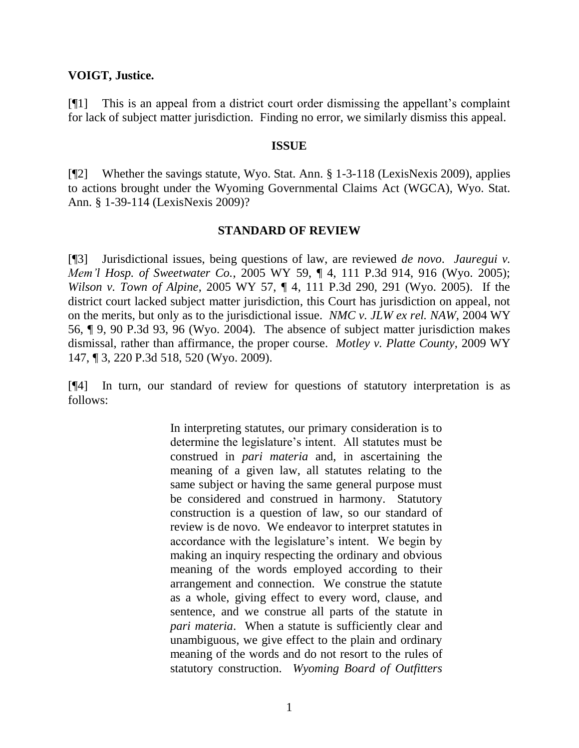**VOIGT, Justice.**

[¶1] This is an appeal from a district court order dismissing the appellant's complaint for lack of subject matter jurisdiction. Finding no error, we similarly dismiss this appeal.

**ISSUE**

[¶2] Whether the savings statute, Wyo. Stat. Ann. § 1-3-118 (LexisNexis 2009), applies to actions brought under the Wyoming Governmental Claims Act (WGCA), Wyo. Stat. Ann. § 1-39-114 (LexisNexis 2009)?

**STANDARD OF REVIEW**

[¶3] Jurisdictional issues, being questions of law, are reviewed *de novo*. *Jauregui v. Mem'l Hosp. of Sweetwater Co.*, 2005 WY 59, ¶ 4, 111 P.3d 914, 916 (Wyo. 2005); *Wilson v. Town of Alpine*, 2005 WY 57, ¶ 4, 111 P.3d 290, 291 (Wyo. 2005). If the district court lacked subject matter jurisdiction, this Court has jurisdiction on appeal, not on the merits, but only as to the jurisdictional issue. *NMC v. JLW ex rel. NAW*, 2004 WY 56, ¶ 9, 90 P.3d 93, 96 (Wyo. 2004). The absence of subject matter jurisdiction makes dismissal, rather than affirmance, the proper course. *Motley v. Platte County*, 2009 WY 147, ¶ 3, 220 P.3d 518, 520 (Wyo. 2009).

[¶4] In turn, our standard of review for questions of statutory interpretation is as follows:

> In interpreting statutes, our primary consideration is to determine the legislature's intent. All statutes must be construed in *pari materia* and, in ascertaining the meaning of a given law, all statutes relating to the same subject or having the same general purpose must be considered and construed in harmony. Statutory construction is a question of law, so our standard of review is de novo. We endeavor to interpret statutes in accordance with the legislature's intent. We begin by making an inquiry respecting the ordinary and obvious meaning of the words employed according to their arrangement and connection. We construe the statute as a whole, giving effect to every word, clause, and sentence, and we construe all parts of the statute in *pari materia*. When a statute is sufficiently clear and unambiguous, we give effect to the plain and ordinary meaning of the words and do not resort to the rules of statutory construction. *Wyoming Board of Outfitters*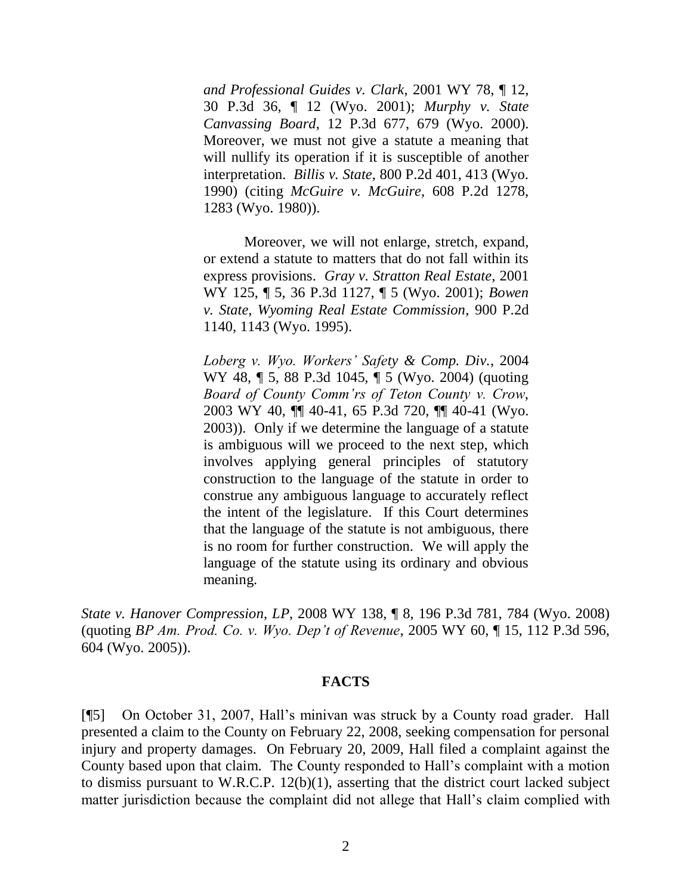> *and Professional Guides v. Clark*, 2001 WY 78, ¶ 12, 30 P.3d 36, ¶ 12 (Wyo. 2001); *Murphy v. State Canvassing Board*, 12 P.3d 677, 679 (Wyo. 2000). Moreover, we must not give a statute a meaning that will nullify its operation if it is susceptible of another interpretation. *Billis v. State*, 800 P.2d 401, 413 (Wyo. 1990) (citing *McGuire v. McGuire*, 608 P.2d 1278, 1283 (Wyo. 1980)).
>
> Moreover, we will not enlarge, stretch, expand, or extend a statute to matters that do not fall within its express provisions. *Gray v. Stratton Real Estate*, 2001 WY 125, ¶ 5, 36 P.3d 1127, ¶ 5 (Wyo. 2001); *Bowen v. State, Wyoming Real Estate Commission*, 900 P.2d 1140, 1143 (Wyo. 1995).
>
> *Loberg v. Wyo. Workers' Safety & Comp. Div.*, 2004 WY 48, ¶ 5, 88 P.3d 1045, ¶ 5 (Wyo. 2004) (quoting *Board of County Comm'rs of Teton County v. Crow*, 2003 WY 40, ¶¶ 40-41, 65 P.3d 720, ¶¶ 40-41 (Wyo. 2003)). Only if we determine the language of a statute is ambiguous will we proceed to the next step, which involves applying general principles of statutory construction to the language of the statute in order to construe any ambiguous language to accurately reflect the intent of the legislature. If this Court determines that the language of the statute is not ambiguous, there is no room for further construction. We will apply the language of the statute using its ordinary and obvious meaning.

*State v. Hanover Compression, LP*, 2008 WY 138, ¶ 8, 196 P.3d 781, 784 (Wyo. 2008) (quoting *BP Am. Prod. Co. v. Wyo. Dep't of Revenue*, 2005 WY 60, ¶ 15, 112 P.3d 596, 604 (Wyo. 2005)).

## FACTS

[¶5] On October 31, 2007, Hall's minivan was struck by a County road grader. Hall presented a claim to the County on February 22, 2008, seeking compensation for personal injury and property damages. On February 20, 2009, Hall filed a complaint against the County based upon that claim. The County responded to Hall's complaint with a motion to dismiss pursuant to W.R.C.P. 12(b)(1), asserting that the district court lacked subject matter jurisdiction because the complaint did not allege that Hall's claim complied with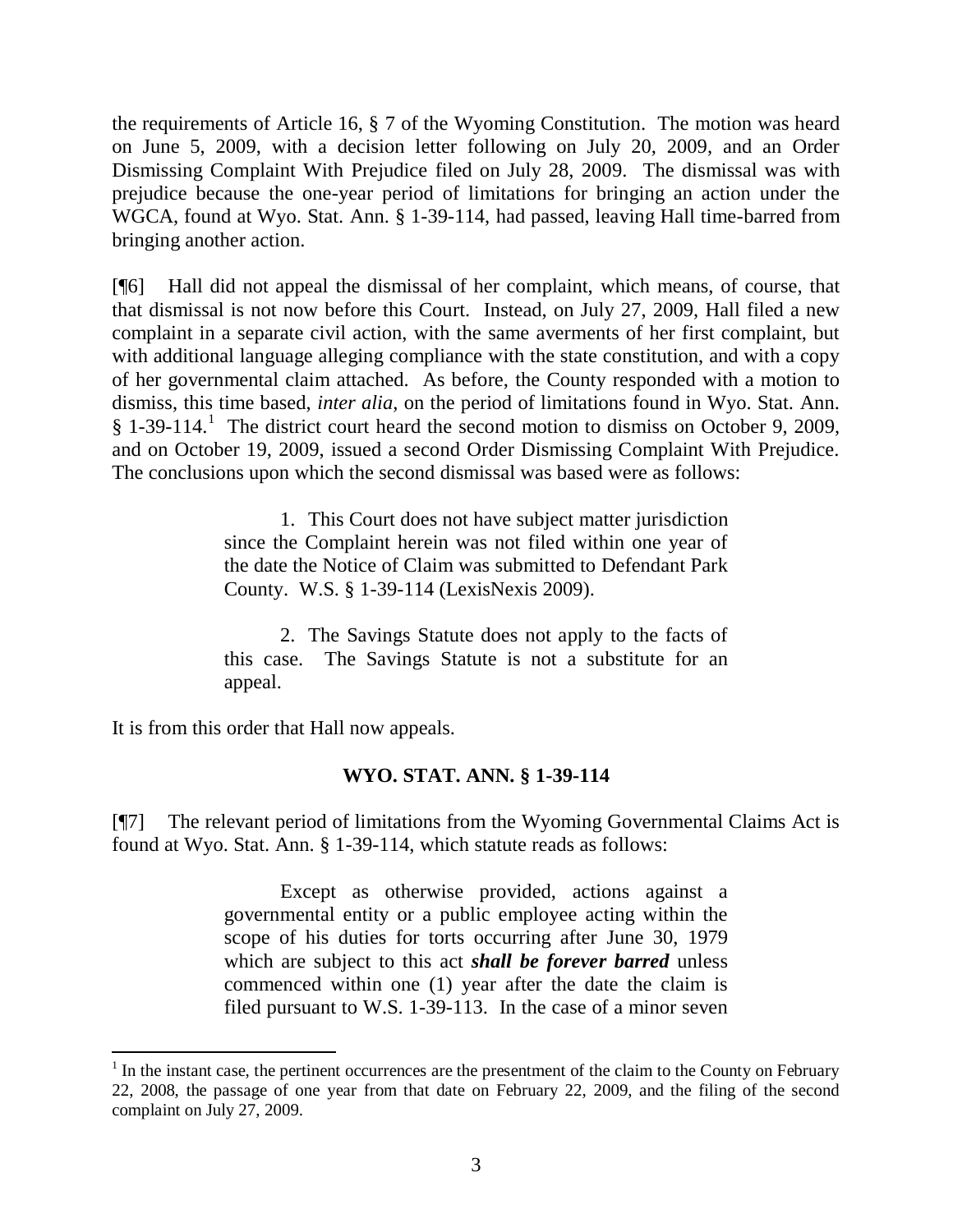the requirements of Article 16, § 7 of the Wyoming Constitution. The motion was heard on June 5, 2009, with a decision letter following on July 20, 2009, and an Order Dismissing Complaint With Prejudice filed on July 28, 2009. The dismissal was with prejudice because the one-year period of limitations for bringing an action under the WGCA, found at Wyo. Stat. Ann. § 1-39-114, had passed, leaving Hall time-barred from bringing another action.

[¶6] Hall did not appeal the dismissal of her complaint, which means, of course, that that dismissal is not now before this Court. Instead, on July 27, 2009, Hall filed a new complaint in a separate civil action, with the same averments of her first complaint, but with additional language alleging compliance with the state constitution, and with a copy of her governmental claim attached. As before, the County responded with a motion to dismiss, this time based, *inter alia*, on the period of limitations found in Wyo. Stat. Ann. § 1-39-114.[1] The district court heard the second motion to dismiss on October 9, 2009, and on October 19, 2009, issued a second Order Dismissing Complaint With Prejudice. The conclusions upon which the second dismissal was based were as follows:

> 1. This Court does not have subject matter jurisdiction since the Complaint herein was not filed within one year of the date the Notice of Claim was submitted to Defendant Park County. W.S. § 1-39-114 (LexisNexis 2009).
>
> 2. The Savings Statute does not apply to the facts of this case. The Savings Statute is not a substitute for an appeal.

It is from this order that Hall now appeals.

## WYO. STAT. ANN. § 1-39-114

[¶7] The relevant period of limitations from the Wyoming Governmental Claims Act is found at Wyo. Stat. Ann. § 1-39-114, which statute reads as follows:

> Except as otherwise provided, actions against a governmental entity or a public employee acting within the scope of his duties for torts occurring after June 30, 1979 which are subject to this act ***shall be forever barred*** unless commenced within one (1) year after the date the claim is filed pursuant to W.S. 1-39-113. In the case of a minor seven

[1] In the instant case, the pertinent occurrences are the presentment of the claim to the County on February 22, 2008, the passage of one year from that date on February 22, 2009, and the filing of the second complaint on July 27, 2009.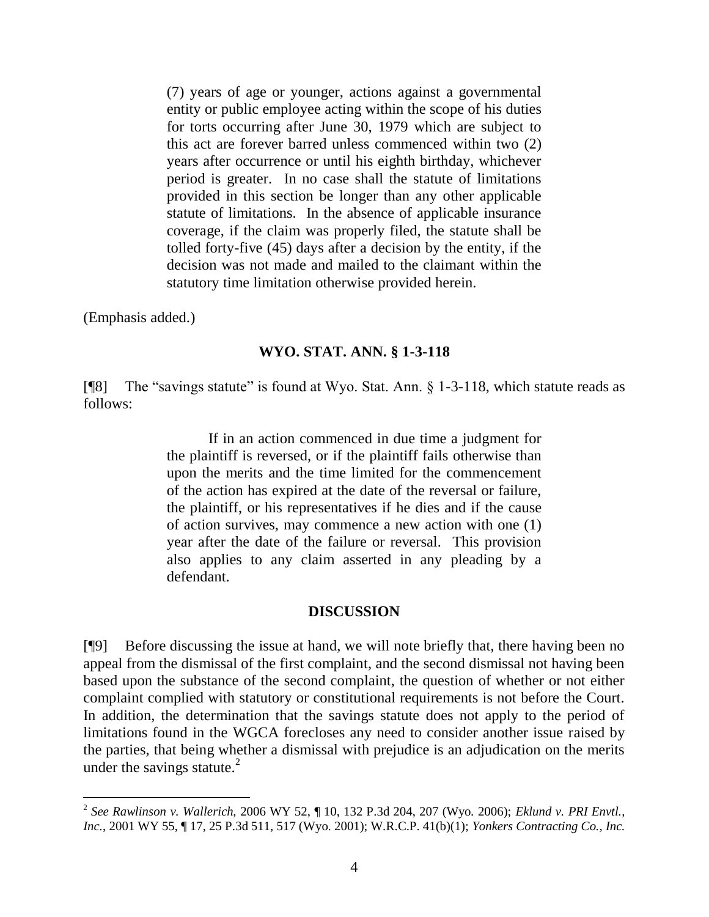> (7) years of age or younger, actions against a governmental entity or public employee acting within the scope of his duties for torts occurring after June 30, 1979 which are subject to this act are forever barred unless commenced within two (2) years after occurrence or until his eighth birthday, whichever period is greater. In no case shall the statute of limitations provided in this section be longer than any other applicable statute of limitations. In the absence of applicable insurance coverage, if the claim was properly filed, the statute shall be tolled forty-five (45) days after a decision by the entity, if the decision was not made and mailed to the claimant within the statutory time limitation otherwise provided herein.

(Emphasis added.)

### WYO. STAT. ANN. § 1-3-118

[¶8] The "savings statute" is found at Wyo. Stat. Ann. § 1-3-118, which statute reads as follows:

> If in an action commenced in due time a judgment for the plaintiff is reversed, or if the plaintiff fails otherwise than upon the merits and the time limited for the commencement of the action has expired at the date of the reversal or failure, the plaintiff, or his representatives if he dies and if the cause of action survives, may commence a new action with one (1) year after the date of the failure or reversal. This provision also applies to any claim asserted in any pleading by a defendant.

### DISCUSSION

[¶9] Before discussing the issue at hand, we will note briefly that, there having been no appeal from the dismissal of the first complaint, and the second dismissal not having been based upon the substance of the second complaint, the question of whether or not either complaint complied with statutory or constitutional requirements is not before the Court. In addition, the determination that the savings statute does not apply to the period of limitations found in the WGCA forecloses any need to consider another issue raised by the parties, that being whether a dismissal with prejudice is an adjudication on the merits under the savings statute.[2]

---

[2] *See Rawlinson v. Wallerich,* 2006 WY 52, ¶ 10, 132 P.3d 204, 207 (Wyo. 2006); *Eklund v. PRI Envtl., Inc.*, 2001 WY 55, ¶ 17, 25 P.3d 511, 517 (Wyo. 2001); W.R.C.P. 41(b)(1); *Yonkers Contracting Co., Inc.*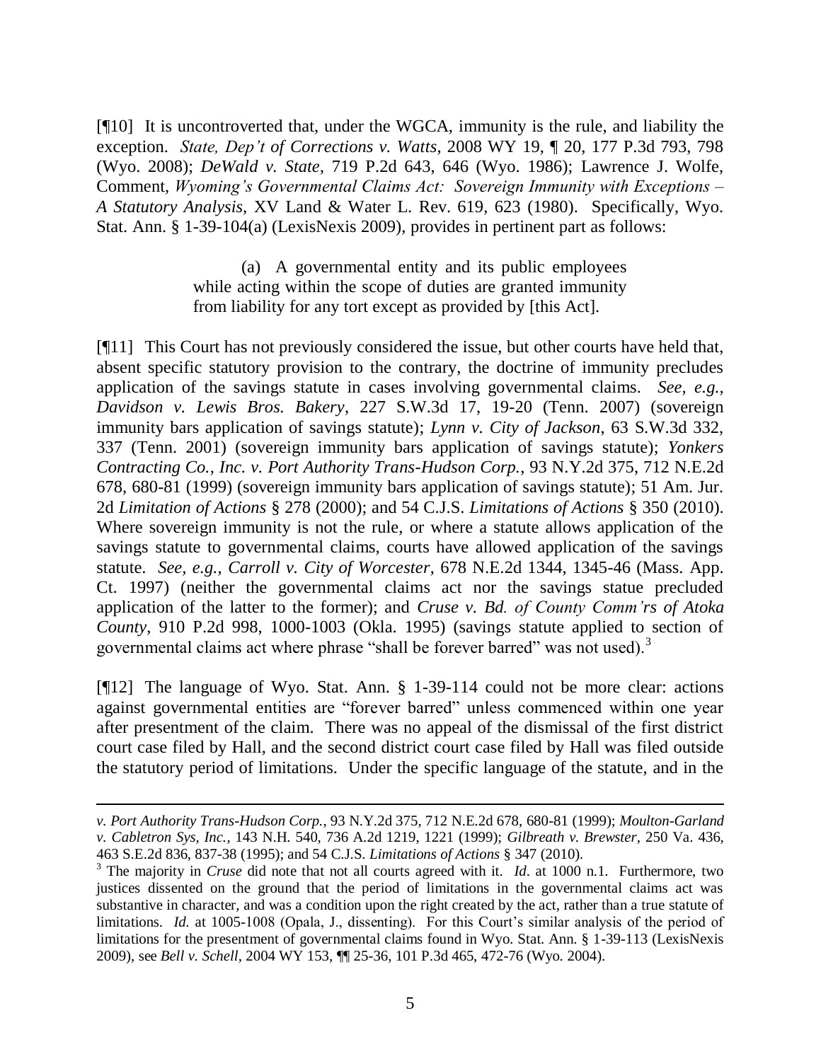[¶10] It is uncontroverted that, under the WGCA, immunity is the rule, and liability the exception. *State, Dep't of Corrections v. Watts*, 2008 WY 19, ¶ 20, 177 P.3d 793, 798 (Wyo. 2008); *DeWald v. State*, 719 P.2d 643, 646 (Wyo. 1986); Lawrence J. Wolfe, Comment, *Wyoming's Governmental Claims Act: Sovereign Immunity with Exceptions – A Statutory Analysis*, XV Land & Water L. Rev. 619, 623 (1980). Specifically, Wyo. Stat. Ann. § 1-39-104(a) (LexisNexis 2009), provides in pertinent part as follows:

> (a) A governmental entity and its public employees while acting within the scope of duties are granted immunity from liability for any tort except as provided by [this Act].

[¶11] This Court has not previously considered the issue, but other courts have held that, absent specific statutory provision to the contrary, the doctrine of immunity precludes application of the savings statute in cases involving governmental claims. *See, e.g., Davidson v. Lewis Bros. Bakery*, 227 S.W.3d 17, 19-20 (Tenn. 2007) (sovereign immunity bars application of savings statute); *Lynn v. City of Jackson*, 63 S.W.3d 332, 337 (Tenn. 2001) (sovereign immunity bars application of savings statute); *Yonkers Contracting Co., Inc. v. Port Authority Trans-Hudson Corp.*, 93 N.Y.2d 375, 712 N.E.2d 678, 680-81 (1999) (sovereign immunity bars application of savings statute); 51 Am. Jur. 2d *Limitation of Actions* § 278 (2000); and 54 C.J.S. *Limitations of Actions* § 350 (2010). Where sovereign immunity is not the rule, or where a statute allows application of the savings statute to governmental claims, courts have allowed application of the savings statute. *See, e.g., Carroll v. City of Worcester*, 678 N.E.2d 1344, 1345-46 (Mass. App. Ct. 1997) (neither the governmental claims act nor the savings statue precluded application of the latter to the former); and *Cruse v. Bd. of County Comm'rs of Atoka County*, 910 P.2d 998, 1000-1003 (Okla. 1995) (savings statute applied to section of governmental claims act where phrase "shall be forever barred" was not used).[3]

[¶12] The language of Wyo. Stat. Ann. § 1-39-114 could not be more clear: actions against governmental entities are "forever barred" unless commenced within one year after presentment of the claim. There was no appeal of the dismissal of the first district court case filed by Hall, and the second district court case filed by Hall was filed outside the statutory period of limitations. Under the specific language of the statute, and in the

---

*v. Port Authority Trans-Hudson Corp.*, 93 N.Y.2d 375, 712 N.E.2d 678, 680-81 (1999); *Moulton-Garland v. Cabletron Sys, Inc.*, 143 N.H. 540, 736 A.2d 1219, 1221 (1999); *Gilbreath v. Brewster*, 250 Va. 436, 463 S.E.2d 836, 837-38 (1995); and 54 C.J.S. *Limitations of Actions* § 347 (2010).

[3] The majority in *Cruse* did note that not all courts agreed with it. *Id*. at 1000 n.1. Furthermore, two justices dissented on the ground that the period of limitations in the governmental claims act was substantive in character, and was a condition upon the right created by the act, rather than a true statute of limitations. *Id*. at 1005-1008 (Opala, J., dissenting). For this Court's similar analysis of the period of limitations for the presentment of governmental claims found in Wyo. Stat. Ann. § 1-39-113 (LexisNexis 2009), see *Bell v. Schell*, 2004 WY 153, ¶¶ 25-36, 101 P.3d 465, 472-76 (Wyo. 2004).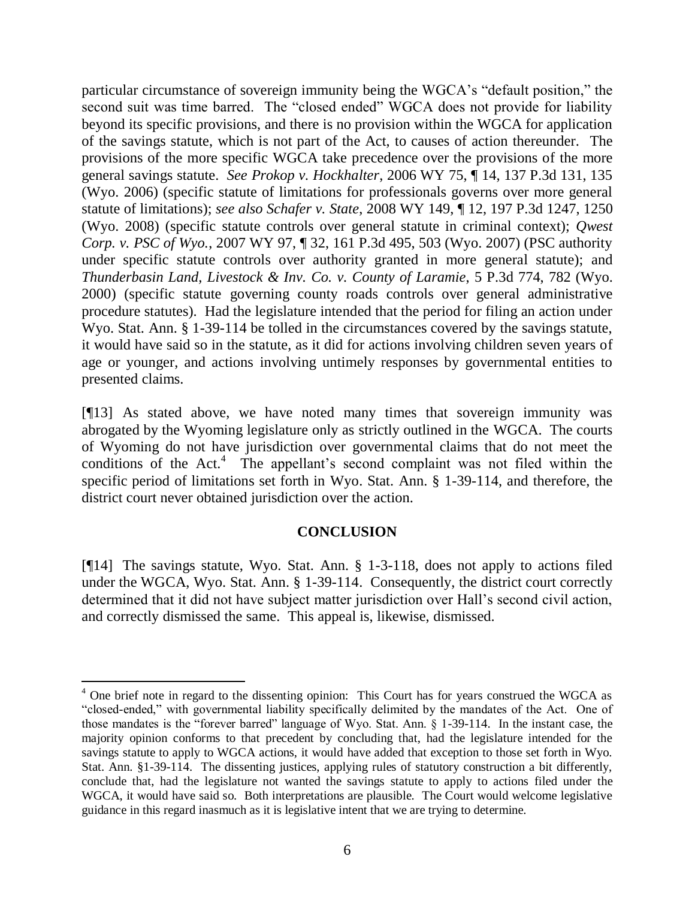particular circumstance of sovereign immunity being the WGCA's "default position," the second suit was time barred. The "closed ended" WGCA does not provide for liability beyond its specific provisions, and there is no provision within the WGCA for application of the savings statute, which is not part of the Act, to causes of action thereunder. The provisions of the more specific WGCA take precedence over the provisions of the more general savings statute. *See Prokop v. Hockhalter*, 2006 WY 75, ¶ 14, 137 P.3d 131, 135 (Wyo. 2006) (specific statute of limitations for professionals governs over more general statute of limitations); *see also Schafer v. State*, 2008 WY 149, ¶ 12, 197 P.3d 1247, 1250 (Wyo. 2008) (specific statute controls over general statute in criminal context); *Qwest Corp. v. PSC of Wyo.*, 2007 WY 97, ¶ 32, 161 P.3d 495, 503 (Wyo. 2007) (PSC authority under specific statute controls over authority granted in more general statute); and *Thunderbasin Land, Livestock & Inv. Co. v. County of Laramie*, 5 P.3d 774, 782 (Wyo. 2000) (specific statute governing county roads controls over general administrative procedure statutes). Had the legislature intended that the period for filing an action under Wyo. Stat. Ann. § 1-39-114 be tolled in the circumstances covered by the savings statute, it would have said so in the statute, as it did for actions involving children seven years of age or younger, and actions involving untimely responses by governmental entities to presented claims.

[¶13] As stated above, we have noted many times that sovereign immunity was abrogated by the Wyoming legislature only as strictly outlined in the WGCA. The courts of Wyoming do not have jurisdiction over governmental claims that do not meet the conditions of the Act.[4] The appellant's second complaint was not filed within the specific period of limitations set forth in Wyo. Stat. Ann. § 1-39-114, and therefore, the district court never obtained jurisdiction over the action.

## CONCLUSION

[¶14] The savings statute, Wyo. Stat. Ann. § 1-3-118, does not apply to actions filed under the WGCA, Wyo. Stat. Ann. § 1-39-114. Consequently, the district court correctly determined that it did not have subject matter jurisdiction over Hall's second civil action, and correctly dismissed the same. This appeal is, likewise, dismissed.

---

[4] One brief note in regard to the dissenting opinion: This Court has for years construed the WGCA as "closed-ended," with governmental liability specifically delimited by the mandates of the Act. One of those mandates is the "forever barred" language of Wyo. Stat. Ann. § 1-39-114. In the instant case, the majority opinion conforms to that precedent by concluding that, had the legislature intended for the savings statute to apply to WGCA actions, it would have added that exception to those set forth in Wyo. Stat. Ann. §1-39-114. The dissenting justices, applying rules of statutory construction a bit differently, conclude that, had the legislature not wanted the savings statute to apply to actions filed under the WGCA, it would have said so. Both interpretations are plausible. The Court would welcome legislative guidance in this regard inasmuch as it is legislative intent that we are trying to determine.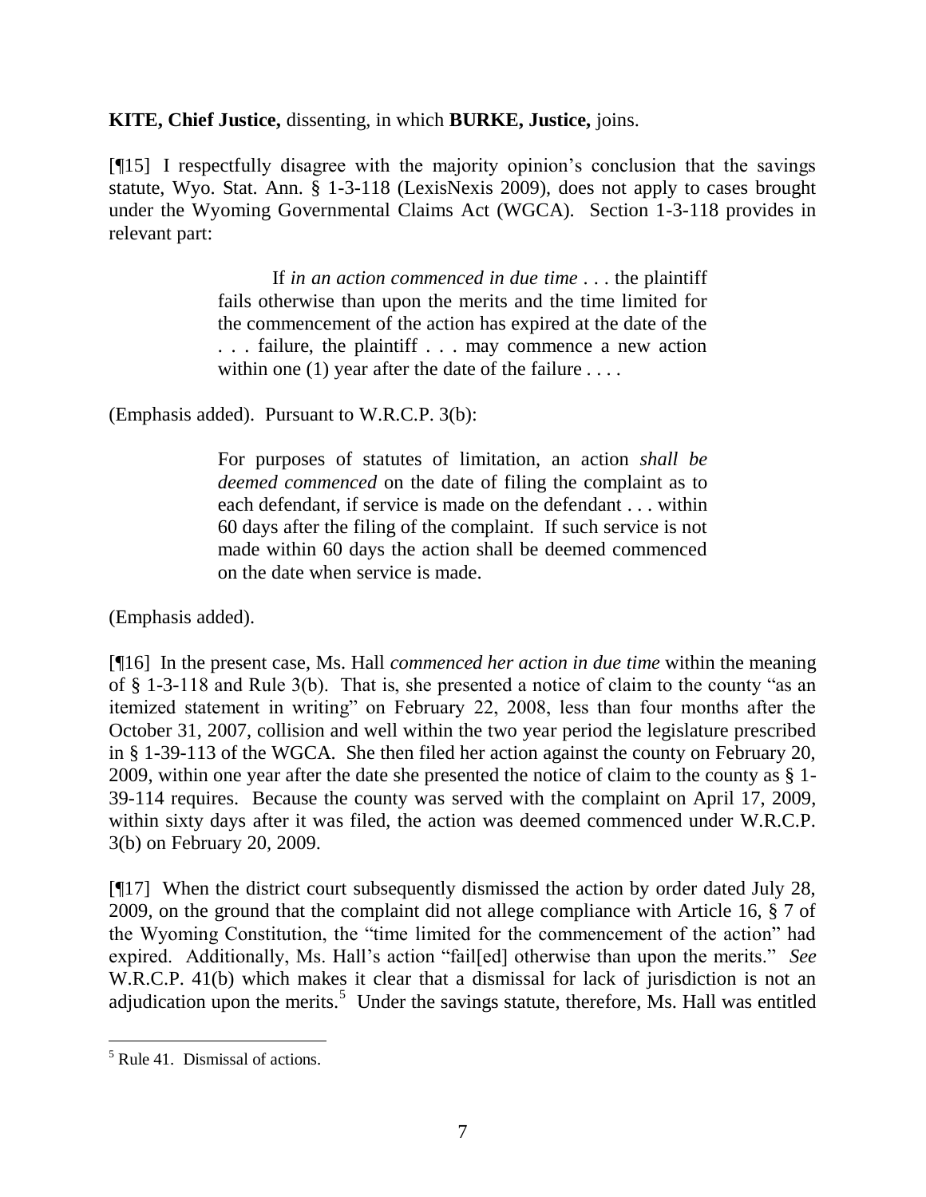**KITE, Chief Justice,** dissenting, in which **BURKE, Justice,** joins.

[¶15] I respectfully disagree with the majority opinion's conclusion that the savings statute, Wyo. Stat. Ann. § 1-3-118 (LexisNexis 2009), does not apply to cases brought under the Wyoming Governmental Claims Act (WGCA). Section 1-3-118 provides in relevant part:

> If *in an action commenced in due time* . . . the plaintiff fails otherwise than upon the merits and the time limited for the commencement of the action has expired at the date of the . . . failure, the plaintiff . . . may commence a new action within one (1) year after the date of the failure . . . .

(Emphasis added). Pursuant to W.R.C.P. 3(b):

> For purposes of statutes of limitation, an action *shall be deemed commenced* on the date of filing the complaint as to each defendant, if service is made on the defendant . . . within 60 days after the filing of the complaint. If such service is not made within 60 days the action shall be deemed commenced on the date when service is made.

(Emphasis added).

[¶16] In the present case, Ms. Hall *commenced her action in due time* within the meaning of § 1-3-118 and Rule 3(b). That is, she presented a notice of claim to the county "as an itemized statement in writing" on February 22, 2008, less than four months after the October 31, 2007, collision and well within the two year period the legislature prescribed in § 1-39-113 of the WGCA. She then filed her action against the county on February 20, 2009, within one year after the date she presented the notice of claim to the county as § 1-39-114 requires. Because the county was served with the complaint on April 17, 2009, within sixty days after it was filed, the action was deemed commenced under W.R.C.P. 3(b) on February 20, 2009.

[¶17] When the district court subsequently dismissed the action by order dated July 28, 2009, on the ground that the complaint did not allege compliance with Article 16, § 7 of the Wyoming Constitution, the "time limited for the commencement of the action" had expired. Additionally, Ms. Hall's action "fail[ed] otherwise than upon the merits." *See* W.R.C.P. 41(b) which makes it clear that a dismissal for lack of jurisdiction is not an adjudication upon the merits.[5] Under the savings statute, therefore, Ms. Hall was entitled

[5] Rule 41. Dismissal of actions.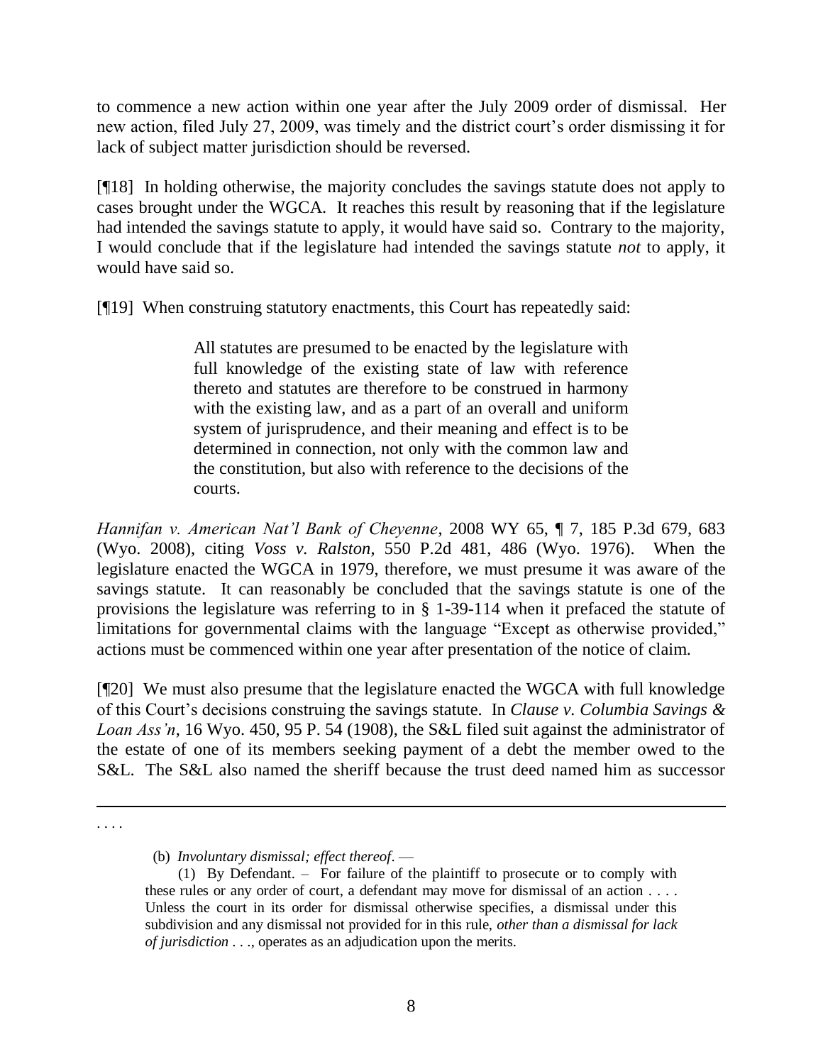to commence a new action within one year after the July 2009 order of dismissal. Her new action, filed July 27, 2009, was timely and the district court's order dismissing it for lack of subject matter jurisdiction should be reversed.

[¶18] In holding otherwise, the majority concludes the savings statute does not apply to cases brought under the WGCA. It reaches this result by reasoning that if the legislature had intended the savings statute to apply, it would have said so. Contrary to the majority, I would conclude that if the legislature had intended the savings statute *not* to apply, it would have said so.

[¶19] When construing statutory enactments, this Court has repeatedly said:

> All statutes are presumed to be enacted by the legislature with full knowledge of the existing state of law with reference thereto and statutes are therefore to be construed in harmony with the existing law, and as a part of an overall and uniform system of jurisprudence, and their meaning and effect is to be determined in connection, not only with the common law and the constitution, but also with reference to the decisions of the courts.

*Hannifan v. American Nat'l Bank of Cheyenne*, 2008 WY 65, ¶ 7, 185 P.3d 679, 683 (Wyo. 2008), citing *Voss v. Ralston*, 550 P.2d 481, 486 (Wyo. 1976). When the legislature enacted the WGCA in 1979, therefore, we must presume it was aware of the savings statute. It can reasonably be concluded that the savings statute is one of the provisions the legislature was referring to in § 1-39-114 when it prefaced the statute of limitations for governmental claims with the language "Except as otherwise provided," actions must be commenced within one year after presentation of the notice of claim.

[¶20] We must also presume that the legislature enacted the WGCA with full knowledge of this Court's decisions construing the savings statute. In *Clause v. Columbia Savings & Loan Ass'n*, 16 Wyo. 450, 95 P. 54 (1908), the S&L filed suit against the administrator of the estate of one of its members seeking payment of a debt the member owed to the S&L. The S&L also named the sheriff because the trust deed named him as successor

---

. . . .

(b) *Involuntary dismissal; effect thereof*. —

(1) By Defendant. – For failure of the plaintiff to prosecute or to comply with these rules or any order of court, a defendant may move for dismissal of an action . . . . Unless the court in its order for dismissal otherwise specifies, a dismissal under this subdivision and any dismissal not provided for in this rule, *other than a dismissal for lack of jurisdiction* . . ., operates as an adjudication upon the merits.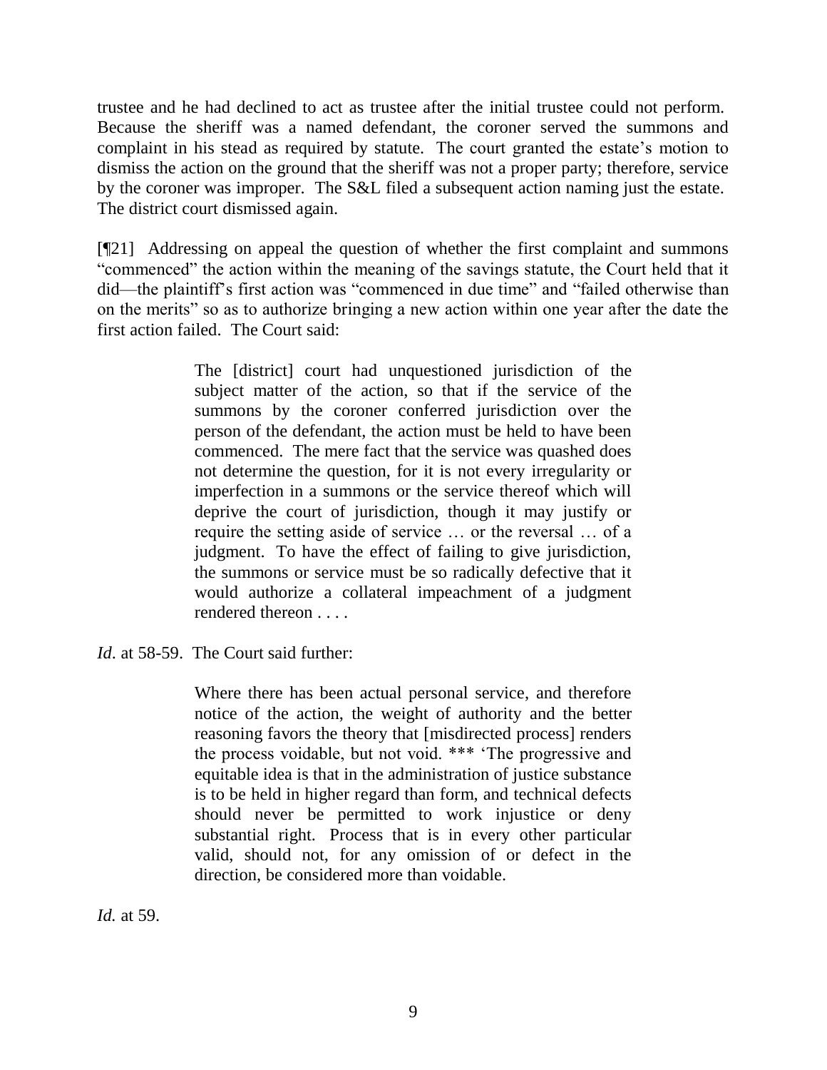trustee and he had declined to act as trustee after the initial trustee could not perform. Because the sheriff was a named defendant, the coroner served the summons and complaint in his stead as required by statute. The court granted the estate's motion to dismiss the action on the ground that the sheriff was not a proper party; therefore, service by the coroner was improper. The S&L filed a subsequent action naming just the estate. The district court dismissed again.

[¶21] Addressing on appeal the question of whether the first complaint and summons "commenced" the action within the meaning of the savings statute, the Court held that it did—the plaintiff's first action was "commenced in due time" and "failed otherwise than on the merits" so as to authorize bringing a new action within one year after the date the first action failed. The Court said:

> The [district] court had unquestioned jurisdiction of the subject matter of the action, so that if the service of the summons by the coroner conferred jurisdiction over the person of the defendant, the action must be held to have been commenced. The mere fact that the service was quashed does not determine the question, for it is not every irregularity or imperfection in a summons or the service thereof which will deprive the court of jurisdiction, though it may justify or require the setting aside of service … or the reversal … of a judgment. To have the effect of failing to give jurisdiction, the summons or service must be so radically defective that it would authorize a collateral impeachment of a judgment rendered thereon . . . .

*Id*. at 58-59. The Court said further:

> Where there has been actual personal service, and therefore notice of the action, the weight of authority and the better reasoning favors the theory that [misdirected process] renders the process voidable, but not void. *** 'The progressive and equitable idea is that in the administration of justice substance is to be held in higher regard than form, and technical defects should never be permitted to work injustice or deny substantial right. Process that is in every other particular valid, should not, for any omission of or defect in the direction, be considered more than voidable.

*Id.* at 59.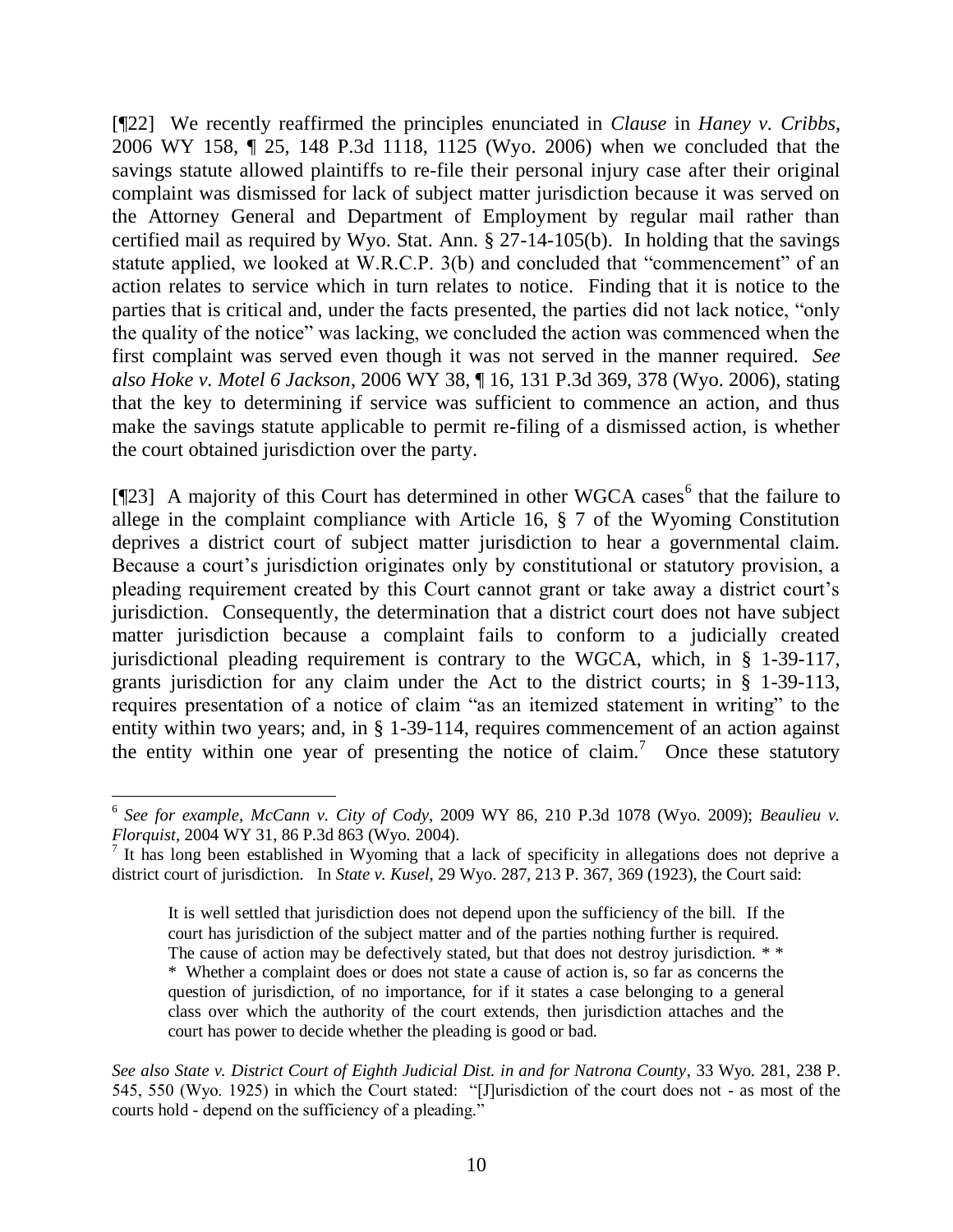[¶22] We recently reaffirmed the principles enunciated in *Clause* in *Haney v. Cribbs*, 2006 WY 158, ¶ 25, 148 P.3d 1118, 1125 (Wyo. 2006) when we concluded that the savings statute allowed plaintiffs to re-file their personal injury case after their original complaint was dismissed for lack of subject matter jurisdiction because it was served on the Attorney General and Department of Employment by regular mail rather than certified mail as required by Wyo. Stat. Ann. § 27-14-105(b). In holding that the savings statute applied, we looked at W.R.C.P. 3(b) and concluded that "commencement" of an action relates to service which in turn relates to notice. Finding that it is notice to the parties that is critical and, under the facts presented, the parties did not lack notice, "only the quality of the notice" was lacking, we concluded the action was commenced when the first complaint was served even though it was not served in the manner required. *See also Hoke v. Motel 6 Jackson*, 2006 WY 38, ¶ 16, 131 P.3d 369, 378 (Wyo. 2006), stating that the key to determining if service was sufficient to commence an action, and thus make the savings statute applicable to permit re-filing of a dismissed action, is whether the court obtained jurisdiction over the party.

[¶23] A majority of this Court has determined in other WGCA cases[6] that the failure to allege in the complaint compliance with Article 16, § 7 of the Wyoming Constitution deprives a district court of subject matter jurisdiction to hear a governmental claim. Because a court's jurisdiction originates only by constitutional or statutory provision, a pleading requirement created by this Court cannot grant or take away a district court's jurisdiction. Consequently, the determination that a district court does not have subject matter jurisdiction because a complaint fails to conform to a judicially created jurisdictional pleading requirement is contrary to the WGCA, which, in § 1-39-117, grants jurisdiction for any claim under the Act to the district courts; in § 1-39-113, requires presentation of a notice of claim "as an itemized statement in writing" to the entity within two years; and, in § 1-39-114, requires commencement of an action against the entity within one year of presenting the notice of claim.[7] Once these statutory

---

[6] *See for example*, *McCann v. City of Cody*, 2009 WY 86, 210 P.3d 1078 (Wyo. 2009); *Beaulieu v. Florquist*, 2004 WY 31, 86 P.3d 863 (Wyo. 2004).

[7] It has long been established in Wyoming that a lack of specificity in allegations does not deprive a district court of jurisdiction. In *State v. Kusel*, 29 Wyo. 287, 213 P. 367, 369 (1923), the Court said:

> It is well settled that jurisdiction does not depend upon the sufficiency of the bill. If the court has jurisdiction of the subject matter and of the parties nothing further is required. The cause of action may be defectively stated, but that does not destroy jurisdiction. * * * Whether a complaint does or does not state a cause of action is, so far as concerns the question of jurisdiction, of no importance, for if it states a case belonging to a general class over which the authority of the court extends, then jurisdiction attaches and the court has power to decide whether the pleading is good or bad.

*See also State v. District Court of Eighth Judicial Dist. in and for Natrona County*, 33 Wyo. 281, 238 P. 545, 550 (Wyo. 1925) in which the Court stated: "[J]urisdiction of the court does not - as most of the courts hold - depend on the sufficiency of a pleading."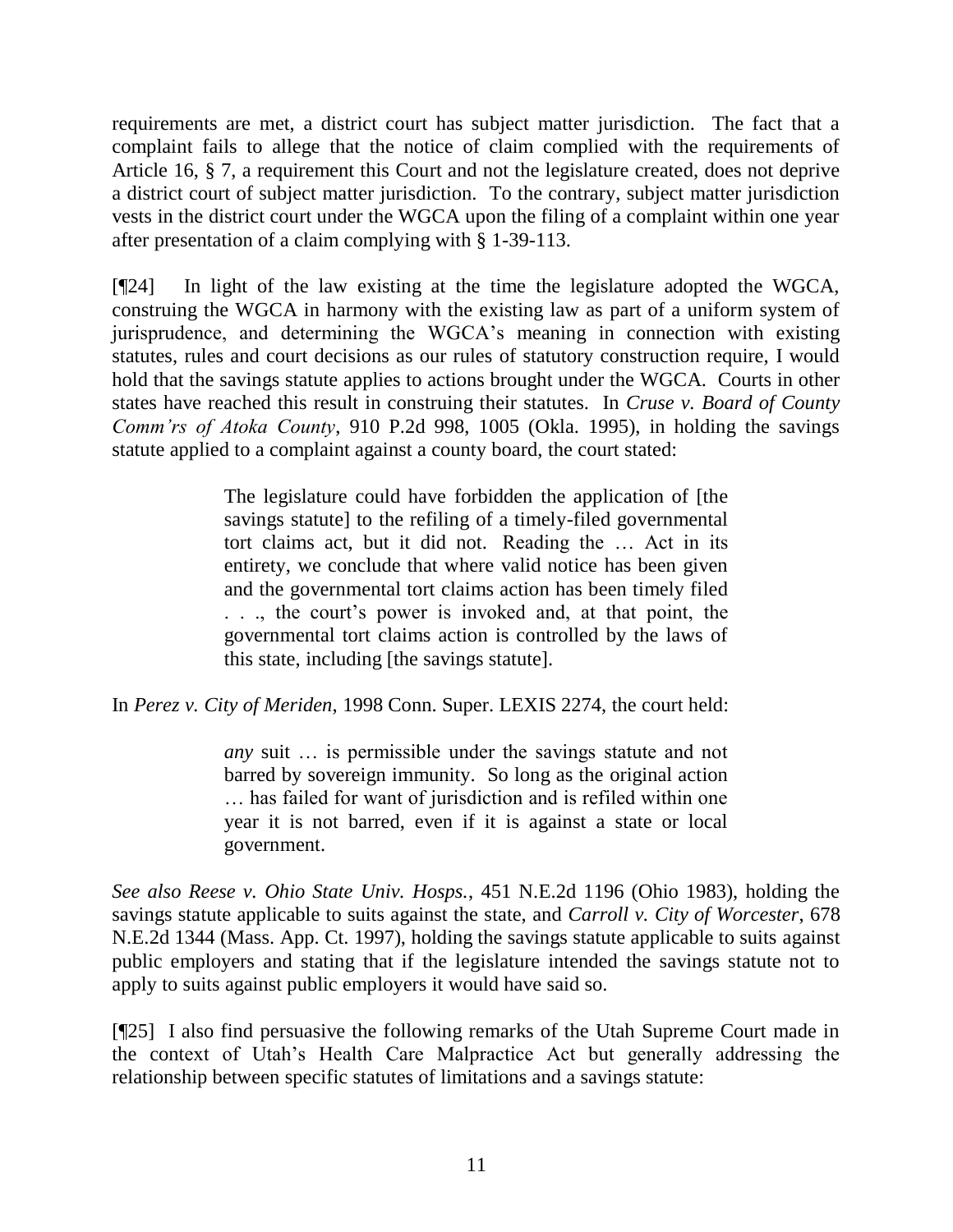requirements are met, a district court has subject matter jurisdiction. The fact that a complaint fails to allege that the notice of claim complied with the requirements of Article 16, § 7, a requirement this Court and not the legislature created, does not deprive a district court of subject matter jurisdiction. To the contrary, subject matter jurisdiction vests in the district court under the WGCA upon the filing of a complaint within one year after presentation of a claim complying with § 1-39-113.

[¶24] In light of the law existing at the time the legislature adopted the WGCA, construing the WGCA in harmony with the existing law as part of a uniform system of jurisprudence, and determining the WGCA's meaning in connection with existing statutes, rules and court decisions as our rules of statutory construction require, I would hold that the savings statute applies to actions brought under the WGCA. Courts in other states have reached this result in construing their statutes. In *Cruse v. Board of County Comm'rs of Atoka County*, 910 P.2d 998, 1005 (Okla. 1995), in holding the savings statute applied to a complaint against a county board, the court stated:

> The legislature could have forbidden the application of [the savings statute] to the refiling of a timely-filed governmental tort claims act, but it did not. Reading the … Act in its entirety, we conclude that where valid notice has been given and the governmental tort claims action has been timely filed . . ., the court's power is invoked and, at that point, the governmental tort claims action is controlled by the laws of this state, including [the savings statute].

In *Perez v. City of Meriden*, 1998 Conn. Super. LEXIS 2274, the court held:

> *any* suit … is permissible under the savings statute and not barred by sovereign immunity. So long as the original action … has failed for want of jurisdiction and is refiled within one year it is not barred, even if it is against a state or local government.

*See also Reese v. Ohio State Univ. Hosps.*, 451 N.E.2d 1196 (Ohio 1983), holding the savings statute applicable to suits against the state, and *Carroll v. City of Worcester*, 678 N.E.2d 1344 (Mass. App. Ct. 1997), holding the savings statute applicable to suits against public employers and stating that if the legislature intended the savings statute not to apply to suits against public employers it would have said so.

[¶25] I also find persuasive the following remarks of the Utah Supreme Court made in the context of Utah's Health Care Malpractice Act but generally addressing the relationship between specific statutes of limitations and a savings statute: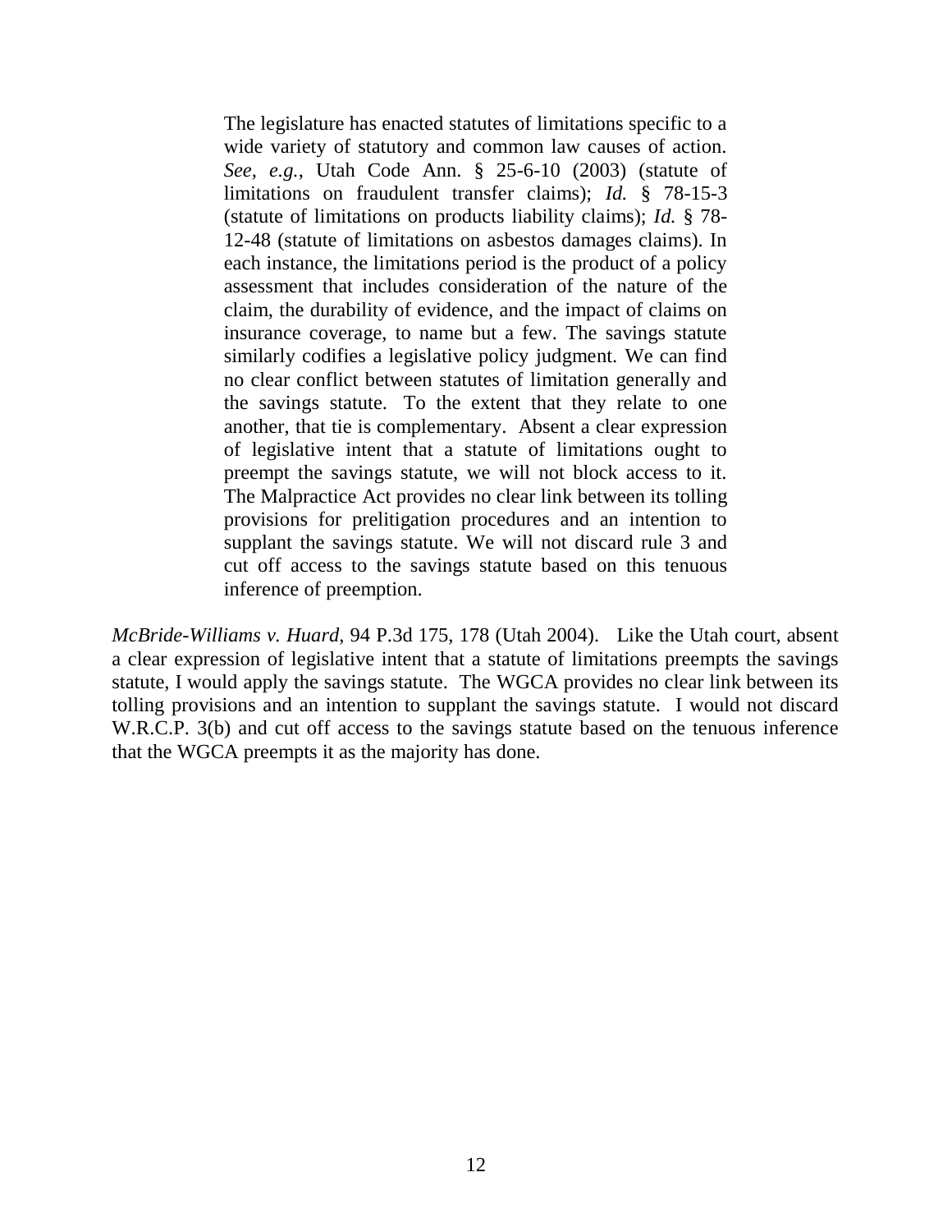> The legislature has enacted statutes of limitations specific to a wide variety of statutory and common law causes of action. *See, e.g.*, Utah Code Ann. § 25-6-10 (2003) (statute of limitations on fraudulent transfer claims); *Id.* § 78-15-3 (statute of limitations on products liability claims); *Id.* § 78-12-48 (statute of limitations on asbestos damages claims). In each instance, the limitations period is the product of a policy assessment that includes consideration of the nature of the claim, the durability of evidence, and the impact of claims on insurance coverage, to name but a few. The savings statute similarly codifies a legislative policy judgment. We can find no clear conflict between statutes of limitation generally and the savings statute. To the extent that they relate to one another, that tie is complementary. Absent a clear expression of legislative intent that a statute of limitations ought to preempt the savings statute, we will not block access to it. The Malpractice Act provides no clear link between its tolling provisions for prelitigation procedures and an intention to supplant the savings statute. We will not discard rule 3 and cut off access to the savings statute based on this tenuous inference of preemption.

*McBride-Williams v. Huard*, 94 P.3d 175, 178 (Utah 2004). Like the Utah court, absent a clear expression of legislative intent that a statute of limitations preempts the savings statute, I would apply the savings statute. The WGCA provides no clear link between its tolling provisions and an intention to supplant the savings statute. I would not discard W.R.C.P. 3(b) and cut off access to the savings statute based on the tenuous inference that the WGCA preempts it as the majority has done.